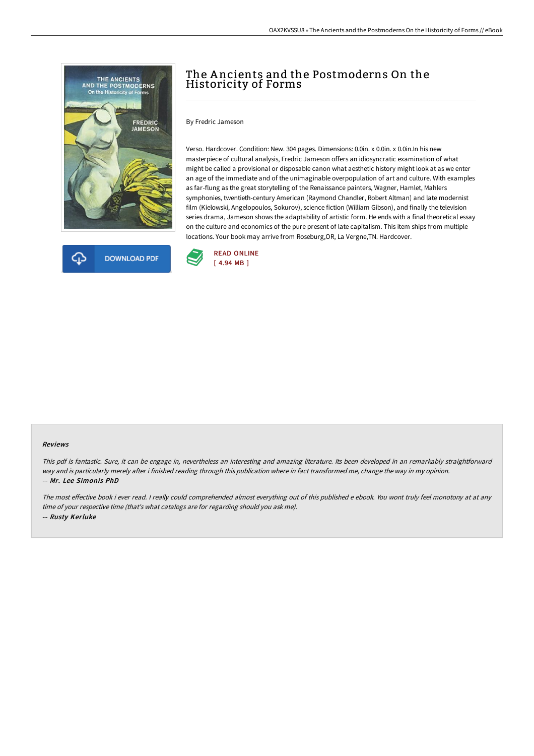# The Ancients and the Postmoderns On the Historicity of Forms

By Fredric Jameson

Verso. Hardcover. Condition: New. 304 pages. Dimensions: 0.0in. x 0.0in. x 0.0in.In his new masterpiece of cultural analysis, Fredric Jameson offers an idiosyncratic examination of what might be called a provisional or disposable canon what aesthetic history might look at as we enter an age of the immediate and of the unimaginable overpopulation of art and culture. With examples as far-flung as the great storytelling of the Renaissance painters, Wagner, Hamlet, Mahlers symphonies, twentieth-century American (Raymond Chandler, Robert Altman) and late modernist film (Kielowski, Angelopoulos, Sokurov), science fiction (William Gibson), and finally the television series drama, Jameson shows the adaptability of artistic form. He ends with a final theoretical essay on the culture and economics of the pure present of late capitalism. This item ships from multiple locations. Your book may arrive from Roseburg,OR, La Vergne,TN. Hardcover.

DOWNLOAD PDF

READ ONLINE
[ 4.94 MB ]

### Reviews

*This pdf is fantastic. Sure, it can be engage in, nevertheless an interesting and amazing literature. Its been developed in an remarkably straightforward way and is particularly merely after i finished reading through this publication where in fact transformed me, change the way in my opinion.*
*-- Mr. Lee Simonis PhD*

*The most effective book i ever read. I really could comprehended almost everything out of this published e ebook. You wont truly feel monotony at at any time of your respective time (that's what catalogs are for regarding should you ask me).*
*-- Rusty Kerluke*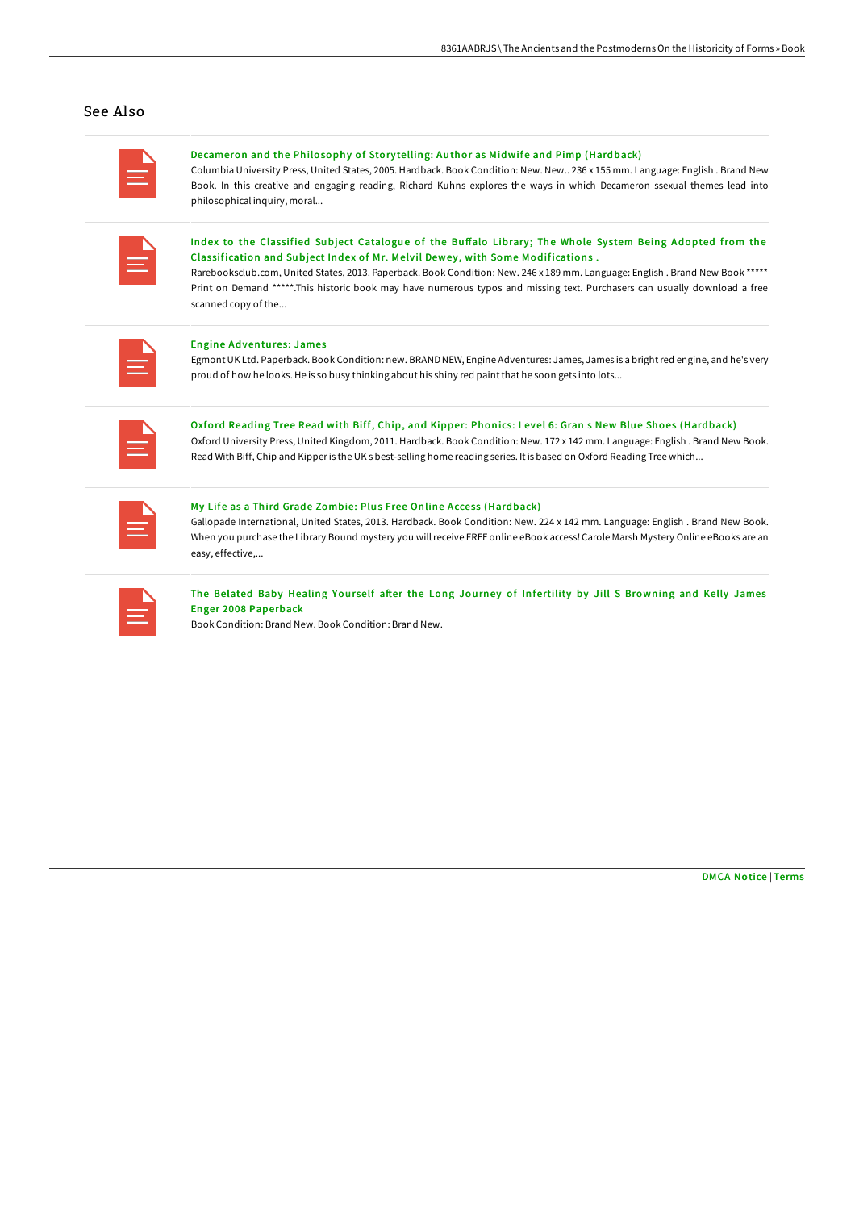## See Also

### Decameron and the Philosophy of Storytelling: Author as Midwife and Pimp (Hardback)

Columbia University Press, United States, 2005. Hardback. Book Condition: New. New.. 236 x 155 mm. Language: English . Brand New Book. In this creative and engaging reading, Richard Kuhns explores the ways in which Decameron ssexual themes lead into philosophical inquiry, moral...

### Index to the Classified Subject Catalogue of the Buffalo Library; The Whole System Being Adopted from the Classification and Subject Index of Mr. Melvil Dewey, with Some Modifications .

Rarebooksclub.com, United States, 2013. Paperback. Book Condition: New. 246 x 189 mm. Language: English . Brand New Book ***** Print on Demand *****.This historic book may have numerous typos and missing text. Purchasers can usually download a free scanned copy of the...

### Engine Adventures: James

Egmont UK Ltd. Paperback. Book Condition: new. BRAND NEW, Engine Adventures: James, James is a bright red engine, and he's very proud of how he looks. He is so busy thinking about his shiny red paint that he soon gets into lots...

### Oxford Reading Tree Read with Biff, Chip, and Kipper: Phonics: Level 6: Gran s New Blue Shoes (Hardback)

Oxford University Press, United Kingdom, 2011. Hardback. Book Condition: New. 172 x 142 mm. Language: English . Brand New Book. Read With Biff, Chip and Kipper is the UK s best-selling home reading series. It is based on Oxford Reading Tree which...

### My Life as a Third Grade Zombie: Plus Free Online Access (Hardback)

Gallopade International, United States, 2013. Hardback. Book Condition: New. 224 x 142 mm. Language: English . Brand New Book. When you purchase the Library Bound mystery you will receive FREE online eBook access! Carole Marsh Mystery Online eBooks are an easy, effective,...

### The Belated Baby Healing Yourself after the Long Journey of Infertility by Jill S Browning and Kelly James Enger 2008 Paperback

Book Condition: Brand New. Book Condition: Brand New.